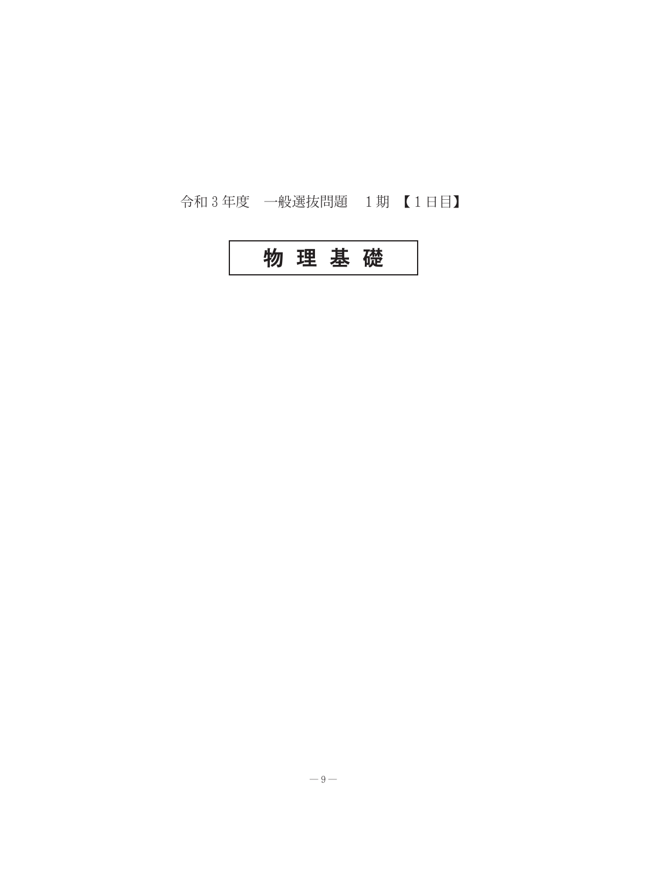令和 3 年度　一般選抜問題　1 期 【1 日目】

# 物 理 基 礎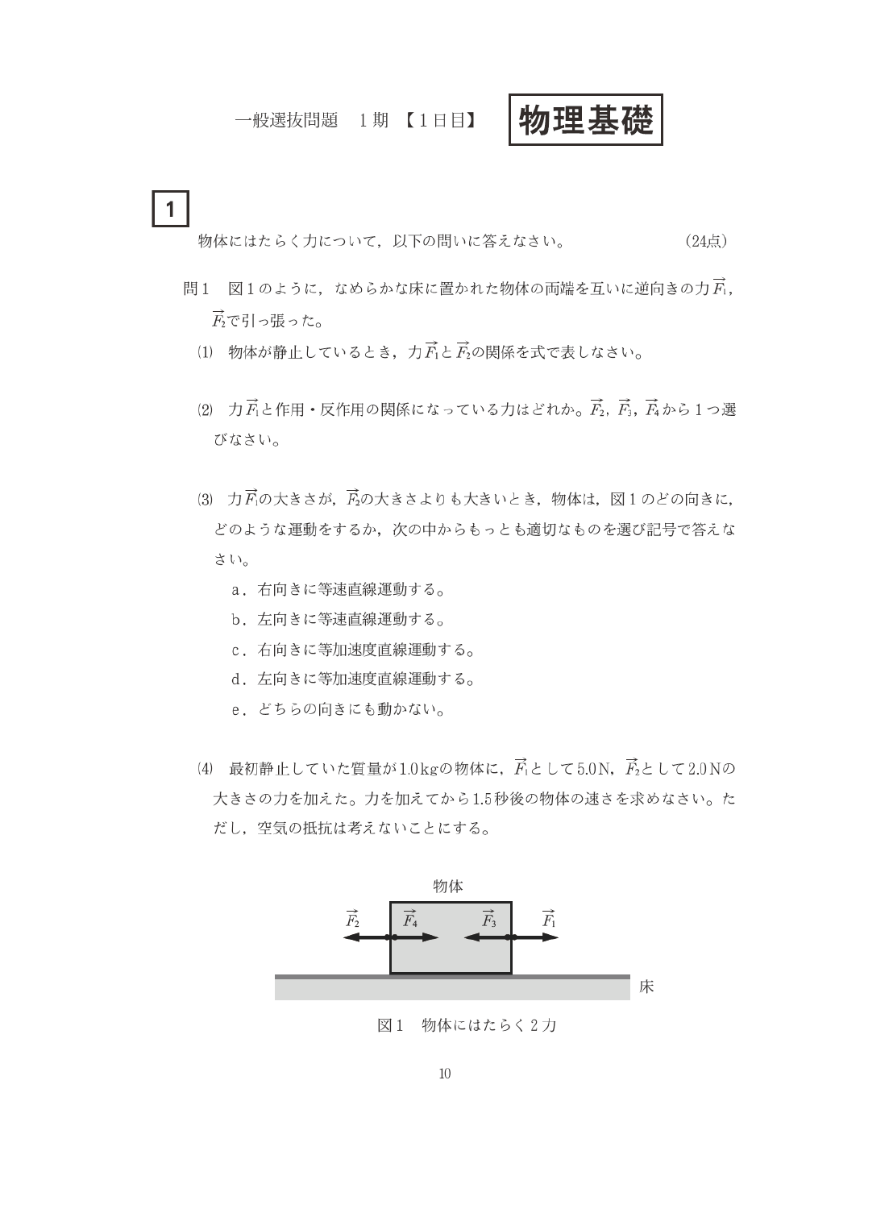一般選抜問題　1 期　【1 日目】　**物理基礎**

## 1

物体にはたらく力について，以下の問いに答えなさい。　　　　　　　　　　（24点）

問1　図1のように，なめらかな床に置かれた物体の両端を互いに逆向きの力 $\vec{F_1}$，$\vec{F_2}$ で引っ張った。

⑴　物体が静止しているとき，力 $\vec{F_1}$ と $\vec{F_2}$ の関係を式で表しなさい。

⑵　力 $\vec{F_1}$ と作用・反作用の関係になっている力はどれか。$\vec{F_2}$，$\vec{F_3}$，$\vec{F_4}$ から1つ選びなさい。

⑶　力 $\vec{F_1}$ の大きさが，$\vec{F_2}$ の大きさよりも大きいとき，物体は，図1のどの向きに，どのような運動をするか，次の中からもっとも適切なものを選び記号で答えなさい。

a．右向きに等速直線運動する。
b．左向きに等速直線運動する。
c．右向きに等加速度直線運動する。
d．左向きに等加速度直線運動する。
e．どちらの向きにも動かない。

⑷　最初静止していた質量が1.0kgの物体に，$\vec{F_1}$ として5.0N，$\vec{F_2}$ として2.0Nの大きさの力を加えた。力を加えてから1.5秒後の物体の速さを求めなさい。ただし，空気の抵抗は考えないことにする。

図1　物体にはたらく2力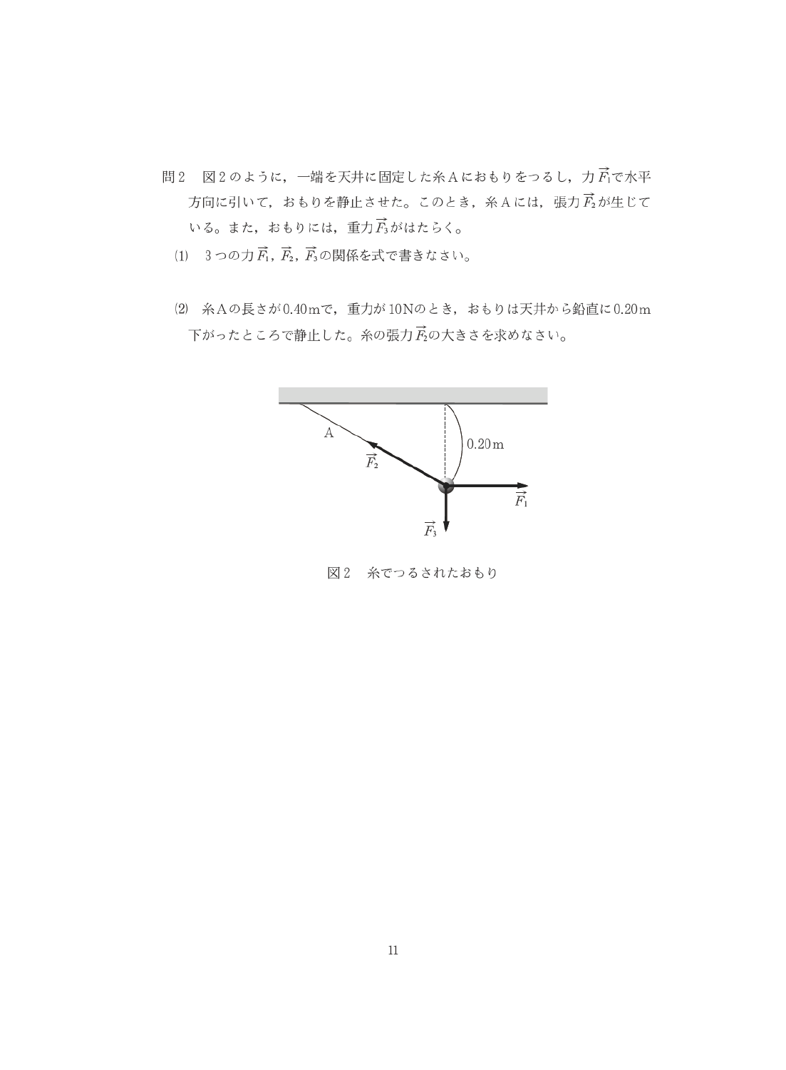問2　図2のように，一端を天井に固定した糸Aにおもりをつるし，力$\vec{F_1}$で水平方向に引いて，おもりを静止させた。このとき，糸Aには，張力$\vec{F_2}$が生じている。また，おもりには，重力$\vec{F_3}$がはたらく。

(1)　3つの力$\vec{F_1}$，$\vec{F_2}$，$\vec{F_3}$の関係を式で書きなさい。

(2)　糸Aの長さが0.40mで，重力が10Nのとき，おもりは天井から鉛直に0.20m下がったところで静止した。糸の張力$\vec{F_2}$の大きさを求めなさい。

図2　糸でつるされたおもり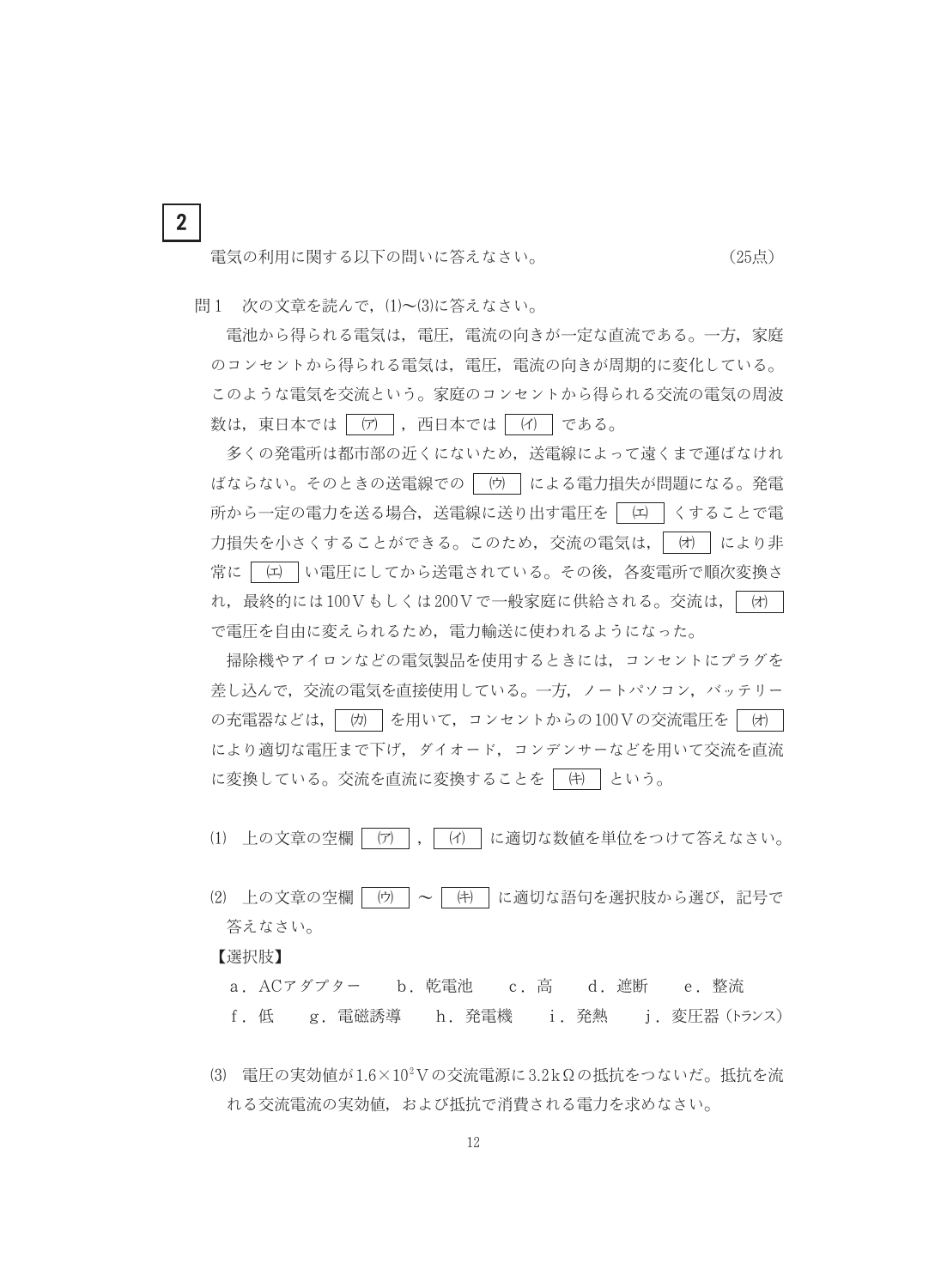**2**

電気の利用に関する以下の問いに答えなさい。　　　　　　　　　　　（25点）

問１　次の文章を読んで，(1)〜(3)に答えなさい。

電池から得られる電気は，電圧，電流の向きが一定な直流である。一方，家庭のコンセントから得られる電気は，電圧，電流の向きが周期的に変化している。このような電気を交流という。家庭のコンセントから得られる交流の電気の周波数は，東日本では［(ア)］，西日本では［(イ)］である。

多くの発電所は都市部の近くにないため，送電線によって遠くまで運ばなければならない。そのときの送電線での［(ウ)］による電力損失が問題になる。発電所から一定の電力を送る場合，送電線に送り出す電圧を［(エ)］くすることで電力損失を小さくすることができる。このため，交流の電気は，［(オ)］により非常に［(エ)］い電圧にしてから送電されている。その後，各変電所で順次変換され，最終的には100Ｖもしくは200Ｖで一般家庭に供給される。交流は，［(オ)］で電圧を自由に変えられるため，電力輸送に使われるようになった。

掃除機やアイロンなどの電気製品を使用するときには，コンセントにプラグを差し込んで，交流の電気を直接使用している。一方，ノートパソコン，バッテリーの充電器などは，［(カ)］を用いて，コンセントからの100Ｖの交流電圧を［(オ)］により適切な電圧まで下げ，ダイオード，コンデンサーなどを用いて交流を直流に変換している。交流を直流に変換することを［(キ)］という。

(1)　上の文章の空欄［(ア)］，［(イ)］に適切な数値を単位をつけて答えなさい。

(2)　上の文章の空欄［(ウ)］〜［(キ)］に適切な語句を選択肢から選び，記号で答えなさい。

【選択肢】

ａ．ACアダプター　　ｂ．乾電池　　ｃ．高　　ｄ．遮断　　ｅ．整流
ｆ．低　　ｇ．電磁誘導　　ｈ．発電機　　ｉ．発熱　　ｊ．変圧器（トランス）

(3)　電圧の実効値が$1.6 \times 10^2$Ｖの交流電源に3.2kΩの抵抗をつないだ。抵抗を流れる交流電流の実効値，および抵抗で消費される電力を求めなさい。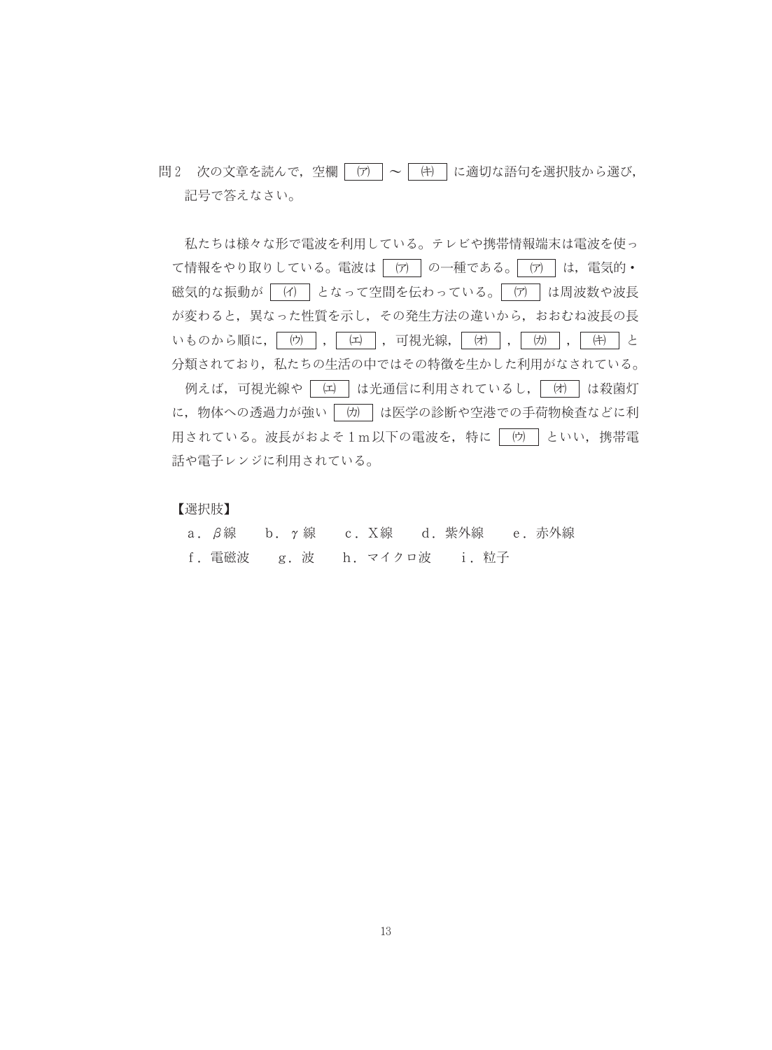問２　次の文章を読んで，空欄 (ア) ～ (キ) に適切な語句を選択肢から選び，記号で答えなさい。

私たちは様々な形で電波を利用している。テレビや携帯情報端末は電波を使って情報をやり取りしている。電波は (ア) の一種である。 (ア) は，電気的・磁気的な振動が (イ) となって空間を伝わっている。 (ア) は周波数や波長が変わると，異なった性質を示し，その発生方法の違いから，おおむね波長の長いものから順に， (ウ) ， (エ) ，可視光線， (オ) ， (カ) ， (キ) と分類されており，私たちの生活の中ではその特徴を生かした利用がなされている。

例えば，可視光線や (エ) は光通信に利用されているし， (オ) は殺菌灯に，物体への透過力が強い (カ) は医学の診断や空港での手荷物検査などに利用されている。波長がおよそ１m以下の電波を，特に (ウ) といい，携帯電話や電子レンジに利用されている。

【選択肢】

ａ．$\beta$線　　ｂ．$\gamma$線　　ｃ．Ｘ線　　ｄ．紫外線　　ｅ．赤外線

ｆ．電磁波　　ｇ．波　　ｈ．マイクロ波　　ｉ．粒子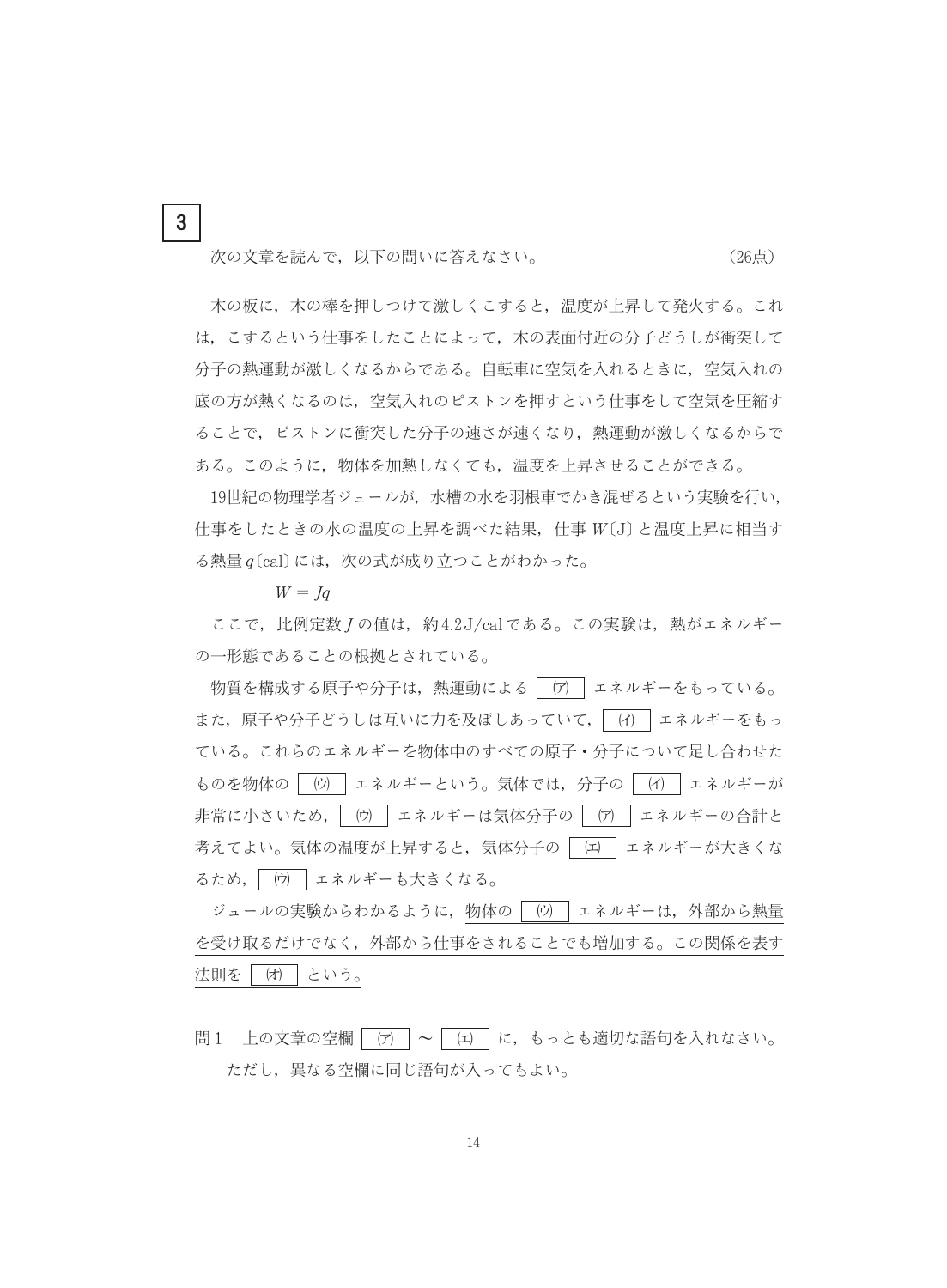# 3

次の文章を読んで，以下の問いに答えなさい。（26点）

木の板に，木の棒を押しつけて激しくこすると，温度が上昇して発火する。これは，こするという仕事をしたことによって，木の表面付近の分子どうしが衝突して分子の熱運動が激しくなるからである。自転車に空気を入れるときに，空気入れの底の方が熱くなるのは，空気入れのピストンを押すという仕事をして空気を圧縮することで，ピストンに衝突した分子の速さが速くなり，熱運動が激しくなるからである。このように，物体を加熱しなくても，温度を上昇させることができる。

19世紀の物理学者ジュールが，水槽の水を羽根車でかき混ぜるという実験を行い，仕事をしたときの水の温度の上昇を調べた結果，仕事 $W$〔J〕と温度上昇に相当する熱量 $q$〔cal〕には，次の式が成り立つことがわかった。

$$W = Jq$$

ここで，比例定数 $J$ の値は，約4.2 J/calである。この実験は，熱がエネルギーの一形態であることの根拠とされている。

物質を構成する原子や分子は，熱運動による［(ア)］エネルギーをもっている。また，原子や分子どうしは互いに力を及ぼしあっていて，［(イ)］エネルギーをもっている。これらのエネルギーを物体中のすべての原子・分子について足し合わせたものを物体の［(ウ)］エネルギーという。気体では，分子の［(イ)］エネルギーが非常に小さいため，［(ウ)］エネルギーは気体分子の［(ア)］エネルギーの合計と考えてよい。気体の温度が上昇すると，気体分子の［(エ)］エネルギーが大きくなるため，［(ウ)］エネルギーも大きくなる。

ジュールの実験からわかるように，<u>物体の［(ウ)］エネルギーは，外部から熱量を受け取るだけでなく，外部から仕事をされることでも増加する。この関係を表す法則を［(オ)］という。</u>

問1　上の文章の空欄［(ア)］～［(エ)］に，もっとも適切な語句を入れなさい。ただし，異なる空欄に同じ語句が入ってもよい。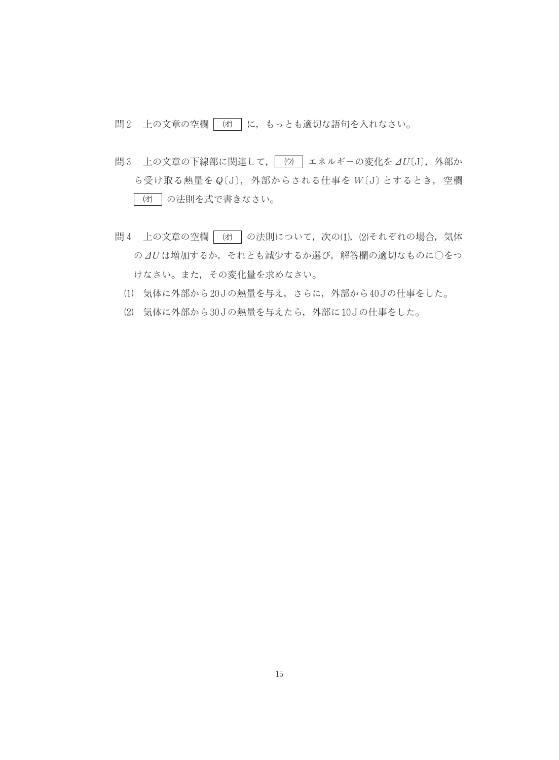問２　上の文章の空欄 ［ (オ) ］ に，もっとも適切な語句を入れなさい。

問３　上の文章の下線部に関連して， ［ (ウ) ］ エネルギーの変化を $\varDelta U$〔J〕，外部から受け取る熱量を $Q$〔J〕，外部からされる仕事を $W$〔J〕とするとき，空欄 ［ (オ) ］ の法則を式で書きなさい。

問４　上の文章の空欄 ［ (オ) ］ の法則について，次の(1)，(2)それぞれの場合，気体の $\varDelta U$ は増加するか，それとも減少するか選び，解答欄の適切なものに○をつけなさい。また，その変化量を求めなさい。

(1)　気体に外部から20Ｊの熱量を与え，さらに，外部から40Ｊの仕事をした。

(2)　気体に外部から30Ｊの熱量を与えたら，外部に10Ｊの仕事をした。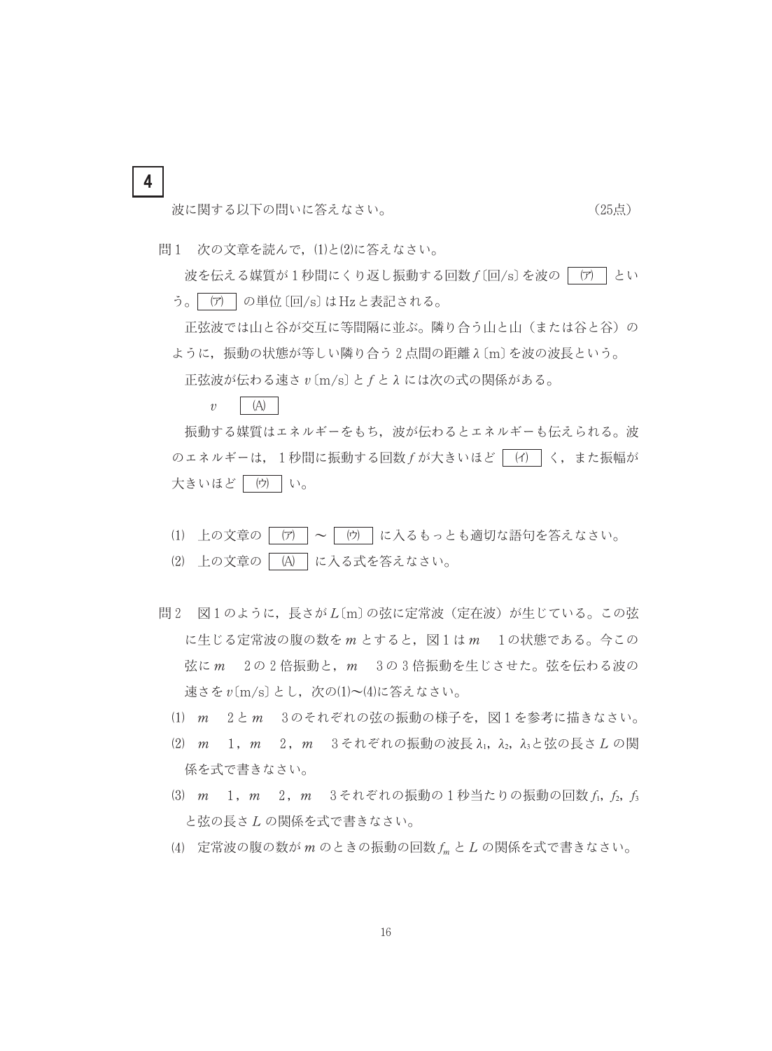## 4

波に関する以下の問いに答えなさい。　　　　　　　　　　　　　　　（25点）

問１　次の文章を読んで，(1)と(2)に答えなさい。

波を伝える媒質が１秒間にくり返し振動する回数 $f$〔回/s〕を波の　(ア)　という。　(ア)　の単位〔回/s〕はHzと表記される。

正弦波では山と谷が交互に等間隔に並ぶ。隣り合う山と山（または谷と谷）のように，振動の状態が等しい隣り合う２点間の距離 $\lambda$〔m〕を波の波長という。

正弦波が伝わる速さ $v$〔m/s〕と $f$ と $\lambda$ には次の式の関係がある。

$v$ ＝ (A)

振動する媒質はエネルギーをもち，波が伝わるとエネルギーも伝えられる。波のエネルギーは，１秒間に振動する回数 $f$ が大きいほど　(イ)　く，また振幅が大きいほど　(ウ)　い。

(1)　上の文章の　(ア)　～　(ウ)　に入るもっとも適切な語句を答えなさい。

(2)　上の文章の　(A)　に入る式を答えなさい。

問２　図１のように，長さが $L$〔m〕の弦に定常波（定在波）が生じている。この弦に生じる定常波の腹の数を $m$ とすると，図１は $m$ ＝ 1の状態である。今この弦に $m$ ＝ 2の２倍振動と，$m$ ＝ 3の３倍振動を生じさせた。弦を伝わる波の速さを $v$〔m/s〕とし，次の(1)～(4)に答えなさい。

(1)　$m$ ＝ 2と $m$ ＝ 3のそれぞれの弦の振動の様子を，図１を参考に描きなさい。

(2)　$m$ ＝ 1，$m$ ＝ 2，$m$ ＝ 3それぞれの振動の波長 $\lambda_1$，$\lambda_2$，$\lambda_3$ と弦の長さ $L$ の関係を式で書きなさい。

(3)　$m$ ＝ 1，$m$ ＝ 2，$m$ ＝ 3それぞれの振動の１秒当たりの振動の回数 $f_1$，$f_2$，$f_3$ と弦の長さ $L$ の関係を式で書きなさい。

(4)　定常波の腹の数が $m$ のときの振動の回数 $f_m$ と $L$ の関係を式で書きなさい。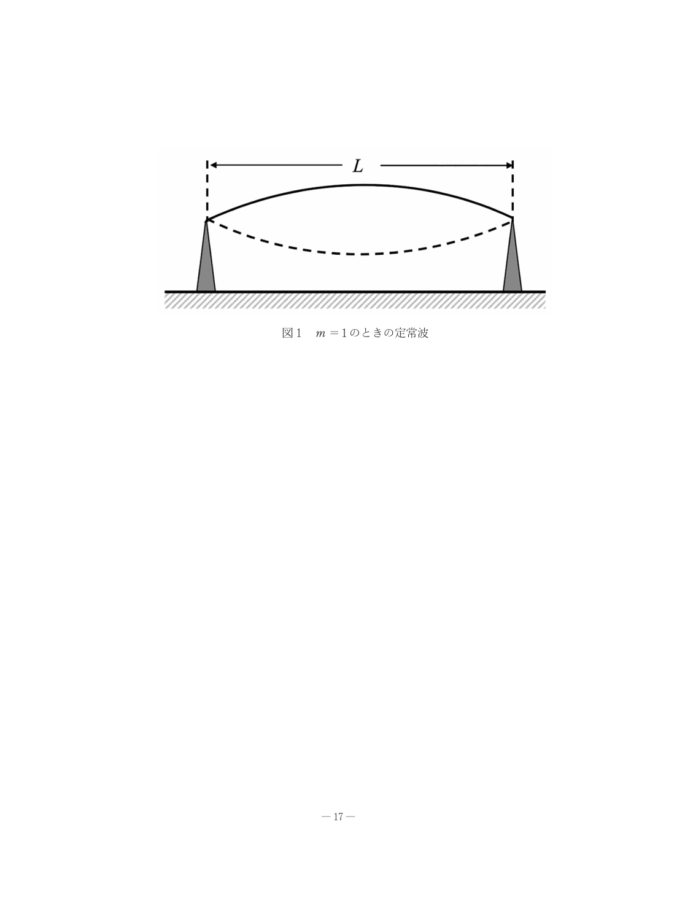L

図１　$m$ ＝１のときの定常波